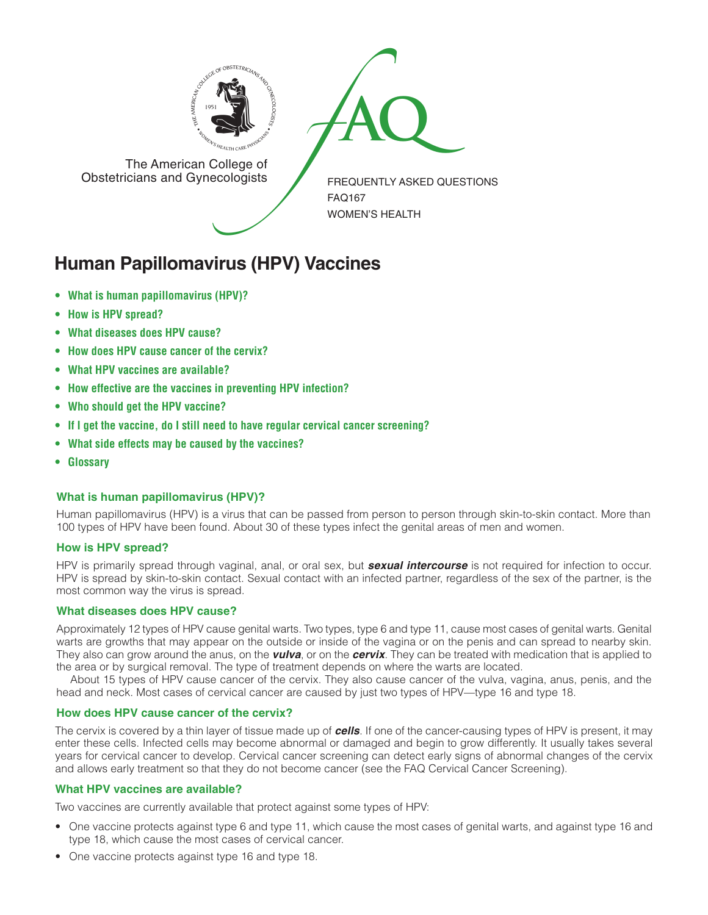The American College of Obstetricians and Gynecologists

FREQUENTLY ASKED QUESTIONS
FAQ167
WOMEN'S HEALTH

# Human Papillomavirus (HPV) Vaccines

- **What is human papillomavirus (HPV)?**
- **How is HPV spread?**
- **What diseases does HPV cause?**
- **How does HPV cause cancer of the cervix?**
- **What HPV vaccines are available?**
- **How effective are the vaccines in preventing HPV infection?**
- **Who should get the HPV vaccine?**
- **If I get the vaccine, do I still need to have regular cervical cancer screening?**
- **What side effects may be caused by the vaccines?**
- **Glossary**

### What is human papillomavirus (HPV)?

Human papillomavirus (HPV) is a virus that can be passed from person to person through skin-to-skin contact. More than 100 types of HPV have been found. About 30 of these types infect the genital areas of men and women.

### How is HPV spread?

HPV is primarily spread through vaginal, anal, or oral sex, but ***sexual intercourse*** is not required for infection to occur. HPV is spread by skin-to-skin contact. Sexual contact with an infected partner, regardless of the sex of the partner, is the most common way the virus is spread.

### What diseases does HPV cause?

Approximately 12 types of HPV cause genital warts. Two types, type 6 and type 11, cause most cases of genital warts. Genital warts are growths that may appear on the outside or inside of the vagina or on the penis and can spread to nearby skin. They also can grow around the anus, on the ***vulva***, or on the ***cervix***. They can be treated with medication that is applied to the area or by surgical removal. The type of treatment depends on where the warts are located.

About 15 types of HPV cause cancer of the cervix. They also cause cancer of the vulva, vagina, anus, penis, and the head and neck. Most cases of cervical cancer are caused by just two types of HPV—type 16 and type 18.

### How does HPV cause cancer of the cervix?

The cervix is covered by a thin layer of tissue made up of ***cells***. If one of the cancer-causing types of HPV is present, it may enter these cells. Infected cells may become abnormal or damaged and begin to grow differently. It usually takes several years for cervical cancer to develop. Cervical cancer screening can detect early signs of abnormal changes of the cervix and allows early treatment so that they do not become cancer (see the FAQ Cervical Cancer Screening).

### What HPV vaccines are available?

Two vaccines are currently available that protect against some types of HPV:

- One vaccine protects against type 6 and type 11, which cause the most cases of genital warts, and against type 16 and type 18, which cause the most cases of cervical cancer.
- One vaccine protects against type 16 and type 18.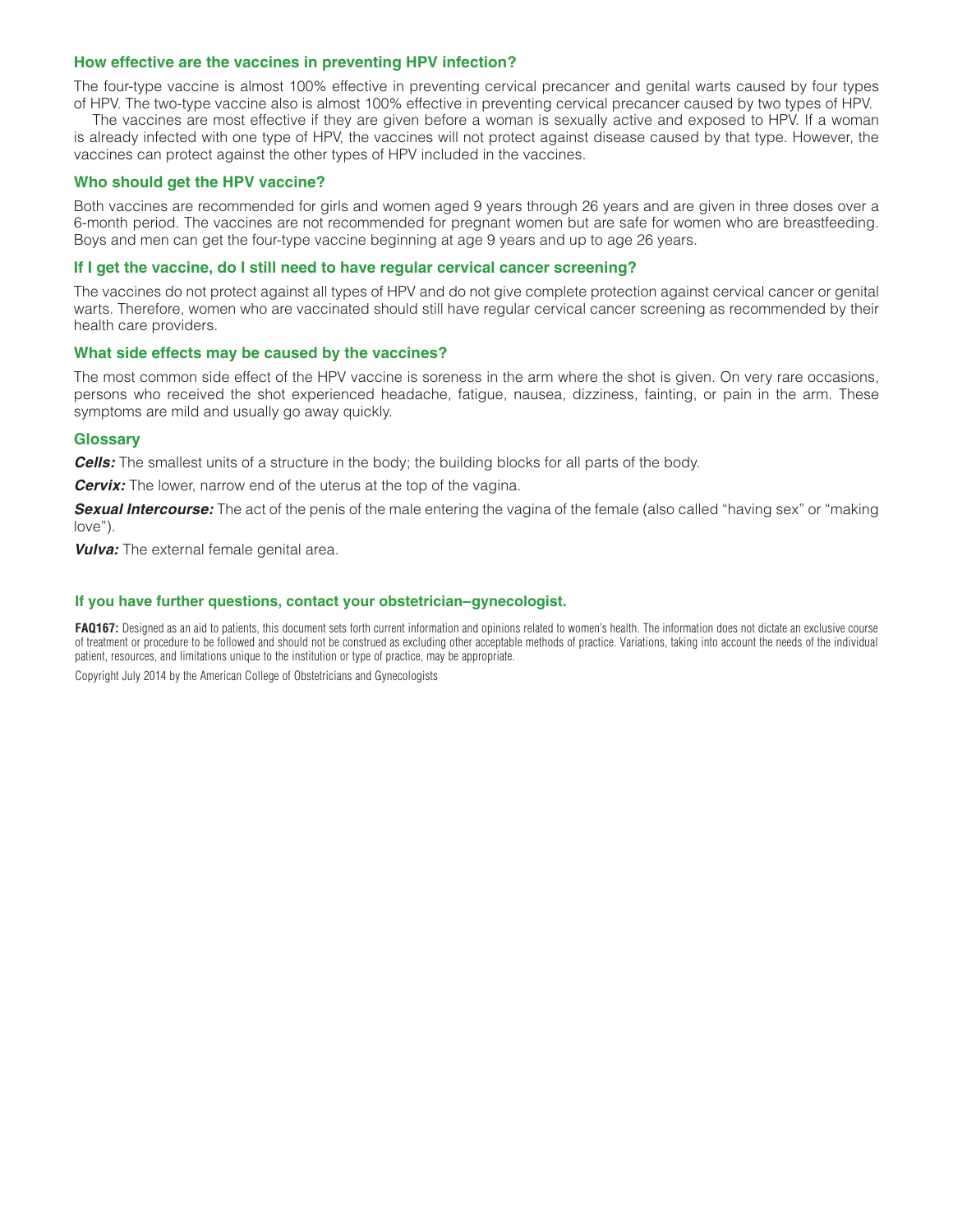### How effective are the vaccines in preventing HPV infection?

The four-type vaccine is almost 100% effective in preventing cervical precancer and genital warts caused by four types of HPV. The two-type vaccine also is almost 100% effective in preventing cervical precancer caused by two types of HPV.

The vaccines are most effective if they are given before a woman is sexually active and exposed to HPV. If a woman is already infected with one type of HPV, the vaccines will not protect against disease caused by that type. However, the vaccines can protect against the other types of HPV included in the vaccines.

### Who should get the HPV vaccine?

Both vaccines are recommended for girls and women aged 9 years through 26 years and are given in three doses over a 6-month period. The vaccines are not recommended for pregnant women but are safe for women who are breastfeeding. Boys and men can get the four-type vaccine beginning at age 9 years and up to age 26 years.

### If I get the vaccine, do I still need to have regular cervical cancer screening?

The vaccines do not protect against all types of HPV and do not give complete protection against cervical cancer or genital warts. Therefore, women who are vaccinated should still have regular cervical cancer screening as recommended by their health care providers.

### What side effects may be caused by the vaccines?

The most common side effect of the HPV vaccine is soreness in the arm where the shot is given. On very rare occasions, persons who received the shot experienced headache, fatigue, nausea, dizziness, fainting, or pain in the arm. These symptoms are mild and usually go away quickly.

### Glossary

***Cells:*** The smallest units of a structure in the body; the building blocks for all parts of the body.

***Cervix:*** The lower, narrow end of the uterus at the top of the vagina.

***Sexual Intercourse:*** The act of the penis of the male entering the vagina of the female (also called "having sex" or "making love").

***Vulva:*** The external female genital area.

**If you have further questions, contact your obstetrician–gynecologist.**

**FAQ167:** Designed as an aid to patients, this document sets forth current information and opinions related to women's health. The information does not dictate an exclusive course of treatment or procedure to be followed and should not be construed as excluding other acceptable methods of practice. Variations, taking into account the needs of the individual patient, resources, and limitations unique to the institution or type of practice, may be appropriate.

Copyright July 2014 by the American College of Obstetricians and Gynecologists